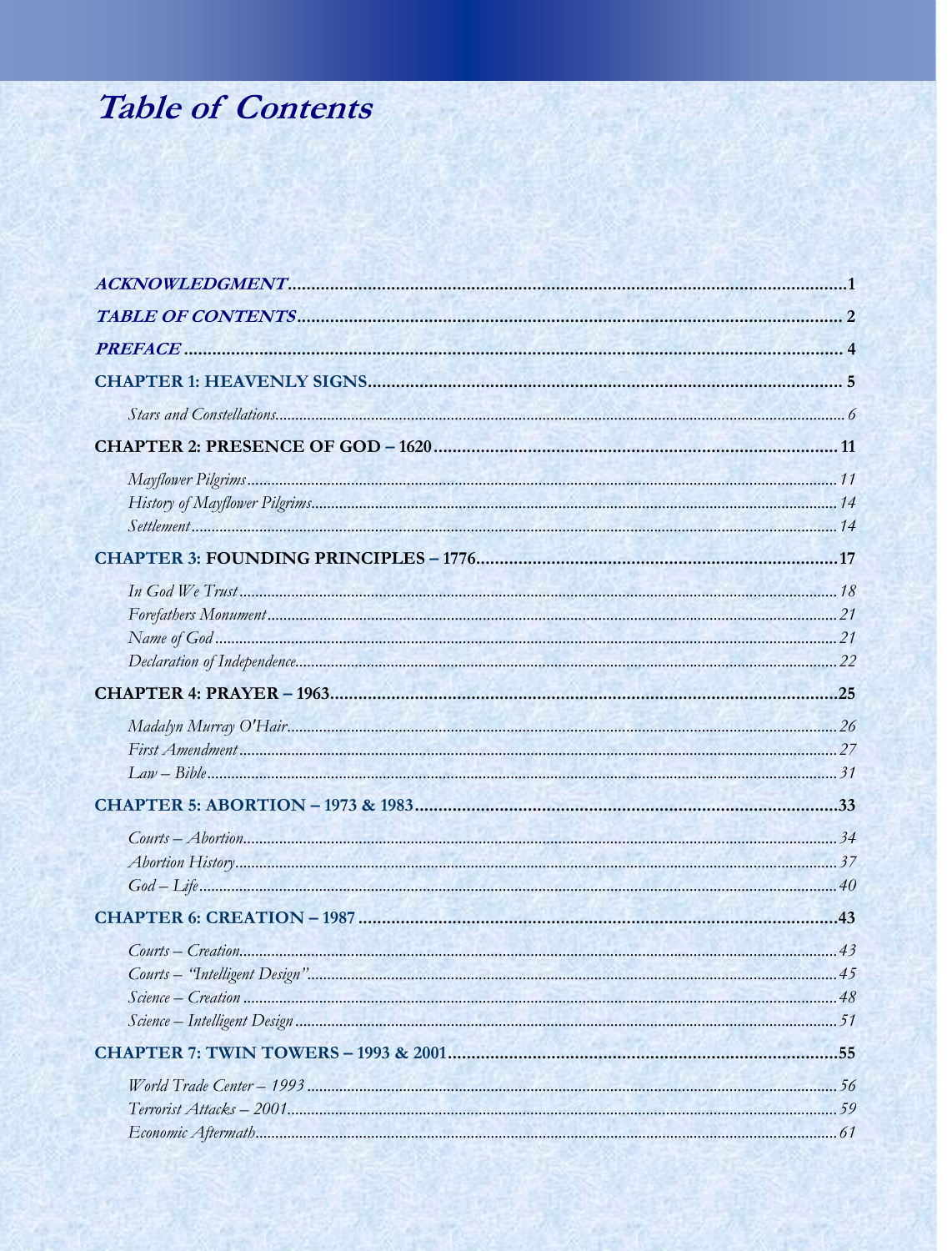# Table of Contents

*ACKNOWLEDGMENT* ........ 1

*TABLE OF CONTENTS* ........ 2

*PREFACE* ........ 4

**CHAPTER 1: HEAVENLY SIGNS** ........ 5

- *Stars and Constellations* ........ 6

**CHAPTER 2: PRESENCE OF GOD – 1620** ........ 11

- *Mayflower Pilgrims* ........ 11
- *History of Mayflower Pilgrims* ........ 14
- *Settlement* ........ 14

**CHAPTER 3: FOUNDING PRINCIPLES – 1776** ........ 17

- *In God We Trust* ........ 18
- *Forefathers Monument* ........ 21
- *Name of God* ........ 21
- *Declaration of Independence* ........ 22

**CHAPTER 4: PRAYER – 1963** ........ 25

- *Madalyn Murray O'Hair* ........ 26
- *First Amendment* ........ 27
- *Law – Bible* ........ 31

**CHAPTER 5: ABORTION – 1973 & 1983** ........ 33

- *Courts – Abortion* ........ 34
- *Abortion History* ........ 37
- *God – Life* ........ 40

**CHAPTER 6: CREATION – 1987** ........ 43

- *Courts – Creation* ........ 43
- *Courts – "Intelligent Design"* ........ 45
- *Science – Creation* ........ 48
- *Science – Intelligent Design* ........ 51

**CHAPTER 7: TWIN TOWERS – 1993 & 2001** ........ 55

- *World Trade Center – 1993* ........ 56
- *Terrorist Attacks – 2001* ........ 59
- *Economic Aftermath* ........ 61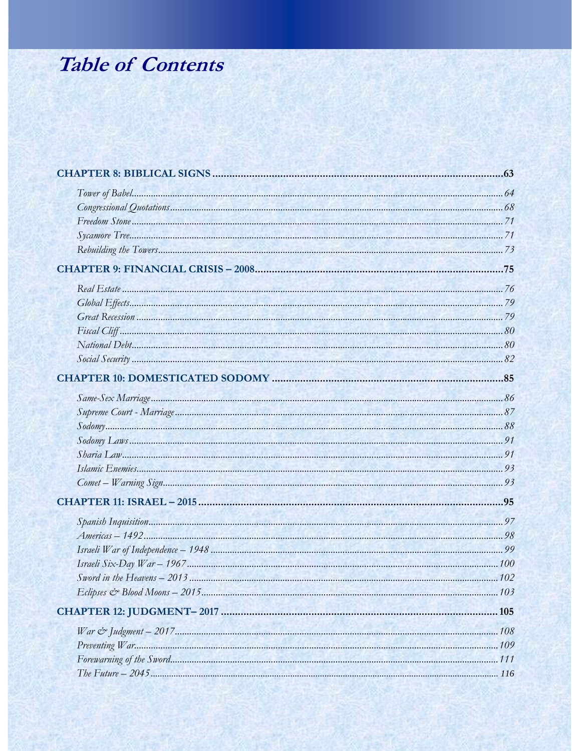# Table of Contents

**CHAPTER 8: BIBLICAL SIGNS** .......... **63**

*Tower of Babel* .......... 64
*Congressional Quotations* .......... 68
*Freedom Stone* .......... 71
*Sycamore Tree* .......... 71
*Rebuilding the Towers* .......... 73

**CHAPTER 9: FINANCIAL CRISIS – 2008** .......... **75**

*Real Estate* .......... 76
*Global Effects* .......... 79
*Great Recession* .......... 79
*Fiscal Cliff* .......... 80
*National Debt* .......... 80
*Social Security* .......... 82

**CHAPTER 10: DOMESTICATED SODOMY** .......... **85**

*Same-Sex Marriage* .......... 86
*Supreme Court - Marriage* .......... 87
*Sodomy* .......... 88
*Sodomy Laws* .......... 91
*Sharia Law* .......... 91
*Islamic Enemies* .......... 93
*Comet – Warning Sign* .......... 93

**CHAPTER 11: ISRAEL – 2015** .......... **95**

*Spanish Inquisition* .......... 97
*Americas – 1492* .......... 98
*Israeli War of Independence – 1948* .......... 99
*Israeli Six-Day War – 1967* .......... 100
*Sword in the Heavens – 2013* .......... 102
*Eclipses & Blood Moons – 2015* .......... 103

**CHAPTER 12: JUDGMENT– 2017** .......... **105**

*War & Judgment – 2017* .......... 108
*Preventing War* .......... 109
*Forewarning of the Sword* .......... 111
*The Future – 2045* .......... 116